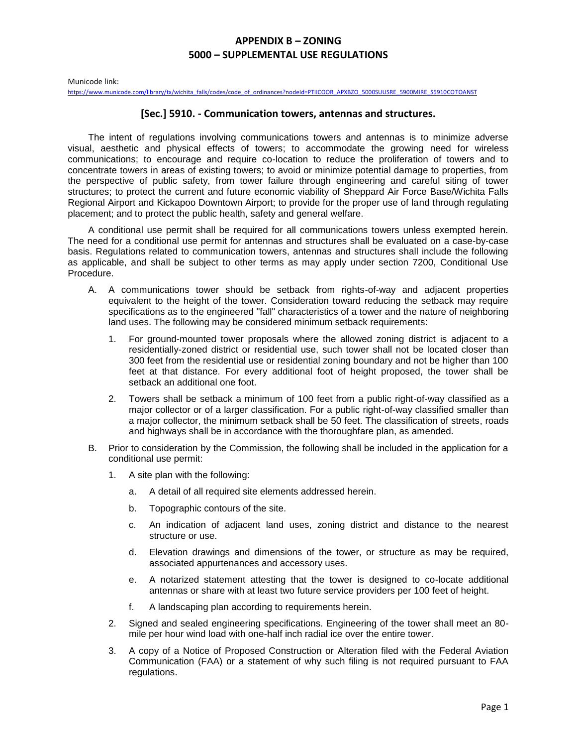# APPENDIX B – ZONING
# 5000 – SUPPLEMENTAL USE REGULATIONS

Municode link:
https://www.municode.com/library/tx/wichita_falls/codes/code_of_ordinances?nodeId=PTIICOOR_APXBZO_5000SUUSRE_5900MIRE_S5910COTOANST

## [Sec.] 5910. - Communication towers, antennas and structures.

The intent of regulations involving communications towers and antennas is to minimize adverse visual, aesthetic and physical effects of towers; to accommodate the growing need for wireless communications; to encourage and require co-location to reduce the proliferation of towers and to concentrate towers in areas of existing towers; to avoid or minimize potential damage to properties, from the perspective of public safety, from tower failure through engineering and careful siting of tower structures; to protect the current and future economic viability of Sheppard Air Force Base/Wichita Falls Regional Airport and Kickapoo Downtown Airport; to provide for the proper use of land through regulating placement; and to protect the public health, safety and general welfare.

A conditional use permit shall be required for all communications towers unless exempted herein. The need for a conditional use permit for antennas and structures shall be evaluated on a case-by-case basis. Regulations related to communication towers, antennas and structures shall include the following as applicable, and shall be subject to other terms as may apply under section 7200, Conditional Use Procedure.

A. A communications tower should be setback from rights-of-way and adjacent properties equivalent to the height of the tower. Consideration toward reducing the setback may require specifications as to the engineered "fall" characteristics of a tower and the nature of neighboring land uses. The following may be considered minimum setback requirements:

   1. For ground-mounted tower proposals where the allowed zoning district is adjacent to a residentially-zoned district or residential use, such tower shall not be located closer than 300 feet from the residential use or residential zoning boundary and not be higher than 100 feet at that distance. For every additional foot of height proposed, the tower shall be setback an additional one foot.

   2. Towers shall be setback a minimum of 100 feet from a public right-of-way classified as a major collector or of a larger classification. For a public right-of-way classified smaller than a major collector, the minimum setback shall be 50 feet. The classification of streets, roads and highways shall be in accordance with the thoroughfare plan, as amended.

B. Prior to consideration by the Commission, the following shall be included in the application for a conditional use permit:

   1. A site plan with the following:

      a. A detail of all required site elements addressed herein.

      b. Topographic contours of the site.

      c. An indication of adjacent land uses, zoning district and distance to the nearest structure or use.

      d. Elevation drawings and dimensions of the tower, or structure as may be required, associated appurtenances and accessory uses.

      e. A notarized statement attesting that the tower is designed to co-locate additional antennas or share with at least two future service providers per 100 feet of height.

      f. A landscaping plan according to requirements herein.

   2. Signed and sealed engineering specifications. Engineering of the tower shall meet an 80-mile per hour wind load with one-half inch radial ice over the entire tower.

   3. A copy of a Notice of Proposed Construction or Alteration filed with the Federal Aviation Communication (FAA) or a statement of why such filing is not required pursuant to FAA regulations.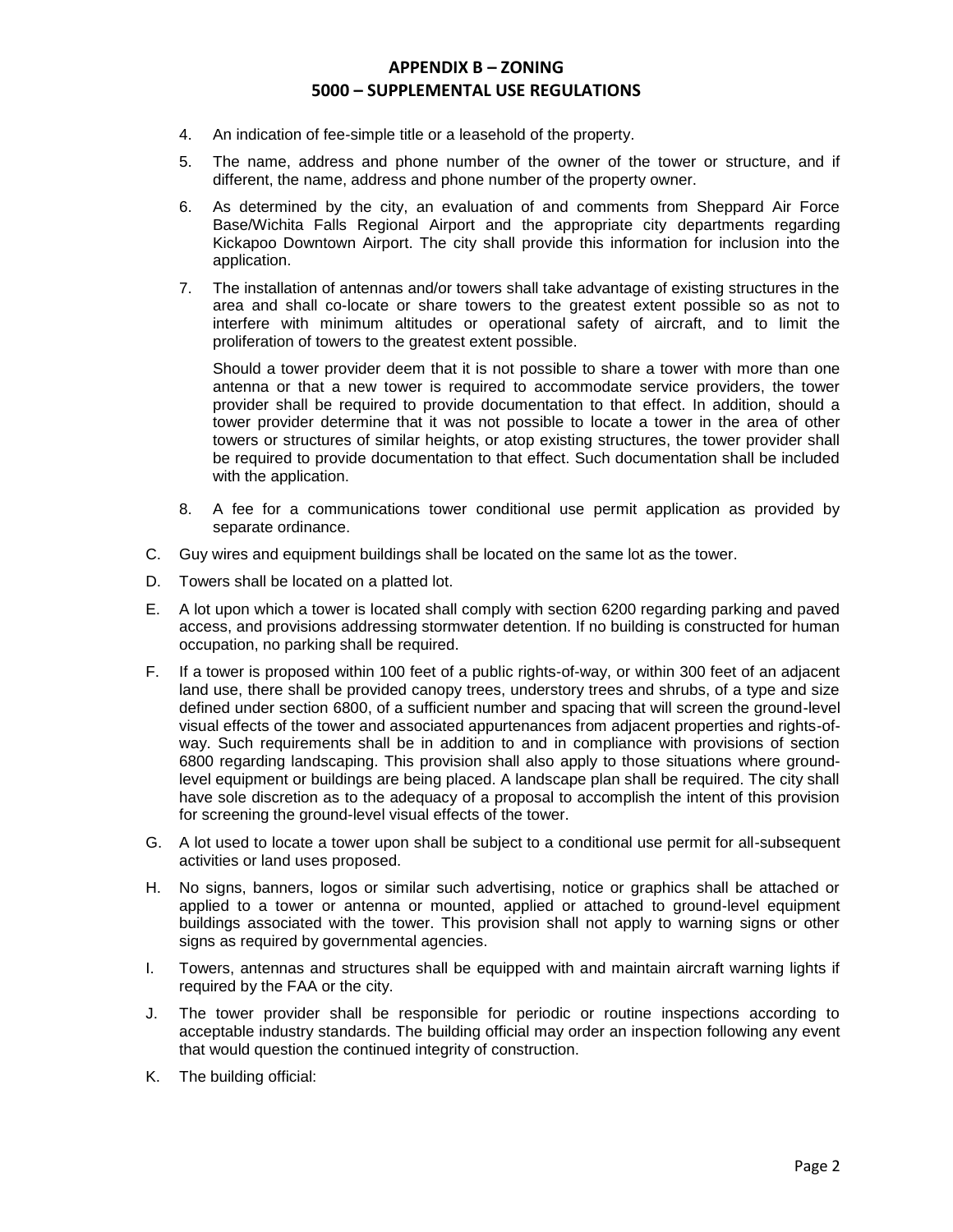4. An indication of fee-simple title or a leasehold of the property.

5. The name, address and phone number of the owner of the tower or structure, and if different, the name, address and phone number of the property owner.

6. As determined by the city, an evaluation of and comments from Sheppard Air Force Base/Wichita Falls Regional Airport and the appropriate city departments regarding Kickapoo Downtown Airport. The city shall provide this information for inclusion into the application.

7. The installation of antennas and/or towers shall take advantage of existing structures in the area and shall co-locate or share towers to the greatest extent possible so as not to interfere with minimum altitudes or operational safety of aircraft, and to limit the proliferation of towers to the greatest extent possible.

   Should a tower provider deem that it is not possible to share a tower with more than one antenna or that a new tower is required to accommodate service providers, the tower provider shall be required to provide documentation to that effect. In addition, should a tower provider determine that it was not possible to locate a tower in the area of other towers or structures of similar heights, or atop existing structures, the tower provider shall be required to provide documentation to that effect. Such documentation shall be included with the application.

8. A fee for a communications tower conditional use permit application as provided by separate ordinance.

C. Guy wires and equipment buildings shall be located on the same lot as the tower.

D. Towers shall be located on a platted lot.

E. A lot upon which a tower is located shall comply with section 6200 regarding parking and paved access, and provisions addressing stormwater detention. If no building is constructed for human occupation, no parking shall be required.

F. If a tower is proposed within 100 feet of a public rights-of-way, or within 300 feet of an adjacent land use, there shall be provided canopy trees, understory trees and shrubs, of a type and size defined under section 6800, of a sufficient number and spacing that will screen the ground-level visual effects of the tower and associated appurtenances from adjacent properties and rights-of-way. Such requirements shall be in addition to and in compliance with provisions of section 6800 regarding landscaping. This provision shall also apply to those situations where ground-level equipment or buildings are being placed. A landscape plan shall be required. The city shall have sole discretion as to the adequacy of a proposal to accomplish the intent of this provision for screening the ground-level visual effects of the tower.

G. A lot used to locate a tower upon shall be subject to a conditional use permit for all-subsequent activities or land uses proposed.

H. No signs, banners, logos or similar such advertising, notice or graphics shall be attached or applied to a tower or antenna or mounted, applied or attached to ground-level equipment buildings associated with the tower. This provision shall not apply to warning signs or other signs as required by governmental agencies.

I. Towers, antennas and structures shall be equipped with and maintain aircraft warning lights if required by the FAA or the city.

J. The tower provider shall be responsible for periodic or routine inspections according to acceptable industry standards. The building official may order an inspection following any event that would question the continued integrity of construction.

K. The building official: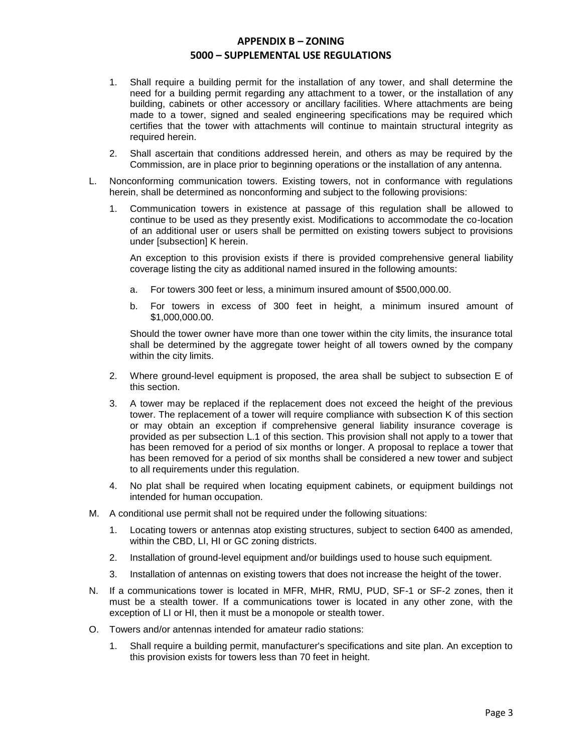1. Shall require a building permit for the installation of any tower, and shall determine the need for a building permit regarding any attachment to a tower, or the installation of any building, cabinets or other accessory or ancillary facilities. Where attachments are being made to a tower, signed and sealed engineering specifications may be required which certifies that the tower with attachments will continue to maintain structural integrity as required herein.

2. Shall ascertain that conditions addressed herein, and others as may be required by the Commission, are in place prior to beginning operations or the installation of any antenna.

L. Nonconforming communication towers. Existing towers, not in conformance with regulations herein, shall be determined as nonconforming and subject to the following provisions:

   1. Communication towers in existence at passage of this regulation shall be allowed to continue to be used as they presently exist. Modifications to accommodate the co-location of an additional user or users shall be permitted on existing towers subject to provisions under [subsection] K herein.

      An exception to this provision exists if there is provided comprehensive general liability coverage listing the city as additional named insured in the following amounts:

      a. For towers 300 feet or less, a minimum insured amount of $500,000.00.

      b. For towers in excess of 300 feet in height, a minimum insured amount of $1,000,000.00.

      Should the tower owner have more than one tower within the city limits, the insurance total shall be determined by the aggregate tower height of all towers owned by the company within the city limits.

   2. Where ground-level equipment is proposed, the area shall be subject to subsection E of this section.

   3. A tower may be replaced if the replacement does not exceed the height of the previous tower. The replacement of a tower will require compliance with subsection K of this section or may obtain an exception if comprehensive general liability insurance coverage is provided as per subsection L.1 of this section. This provision shall not apply to a tower that has been removed for a period of six months or longer. A proposal to replace a tower that has been removed for a period of six months shall be considered a new tower and subject to all requirements under this regulation.

   4. No plat shall be required when locating equipment cabinets, or equipment buildings not intended for human occupation.

M. A conditional use permit shall not be required under the following situations:

   1. Locating towers or antennas atop existing structures, subject to section 6400 as amended, within the CBD, LI, HI or GC zoning districts.

   2. Installation of ground-level equipment and/or buildings used to house such equipment.

   3. Installation of antennas on existing towers that does not increase the height of the tower.

N. If a communications tower is located in MFR, MHR, RMU, PUD, SF-1 or SF-2 zones, then it must be a stealth tower. If a communications tower is located in any other zone, with the exception of LI or HI, then it must be a monopole or stealth tower.

O. Towers and/or antennas intended for amateur radio stations:

   1. Shall require a building permit, manufacturer's specifications and site plan. An exception to this provision exists for towers less than 70 feet in height.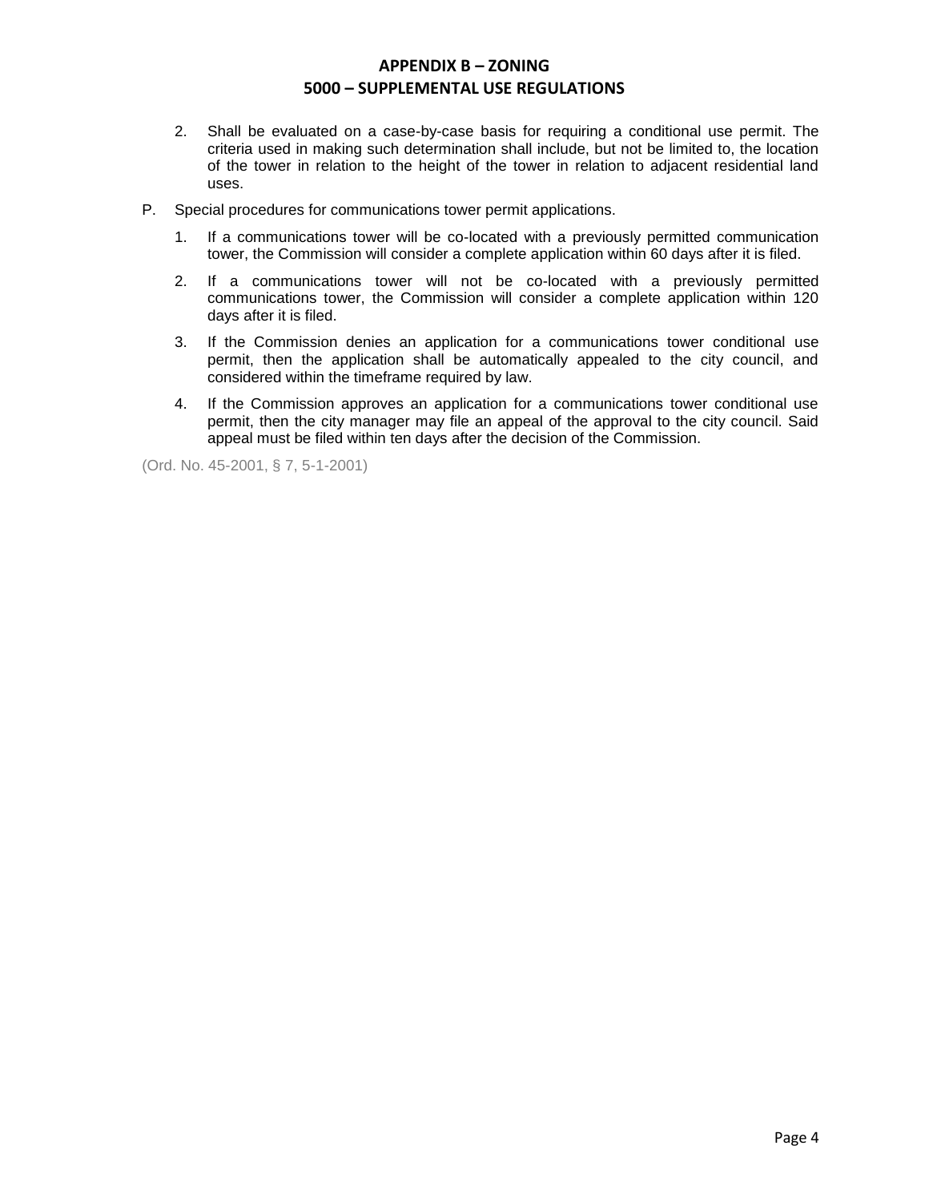2. Shall be evaluated on a case-by-case basis for requiring a conditional use permit. The criteria used in making such determination shall include, but not be limited to, the location of the tower in relation to the height of the tower in relation to adjacent residential land uses.

P. Special procedures for communications tower permit applications.

   1. If a communications tower will be co-located with a previously permitted communication tower, the Commission will consider a complete application within 60 days after it is filed.

   2. If a communications tower will not be co-located with a previously permitted communications tower, the Commission will consider a complete application within 120 days after it is filed.

   3. If the Commission denies an application for a communications tower conditional use permit, then the application shall be automatically appealed to the city council, and considered within the timeframe required by law.

   4. If the Commission approves an application for a communications tower conditional use permit, then the city manager may file an appeal of the approval to the city council. Said appeal must be filed within ten days after the decision of the Commission.

(Ord. No. 45-2001, § 7, 5-1-2001)